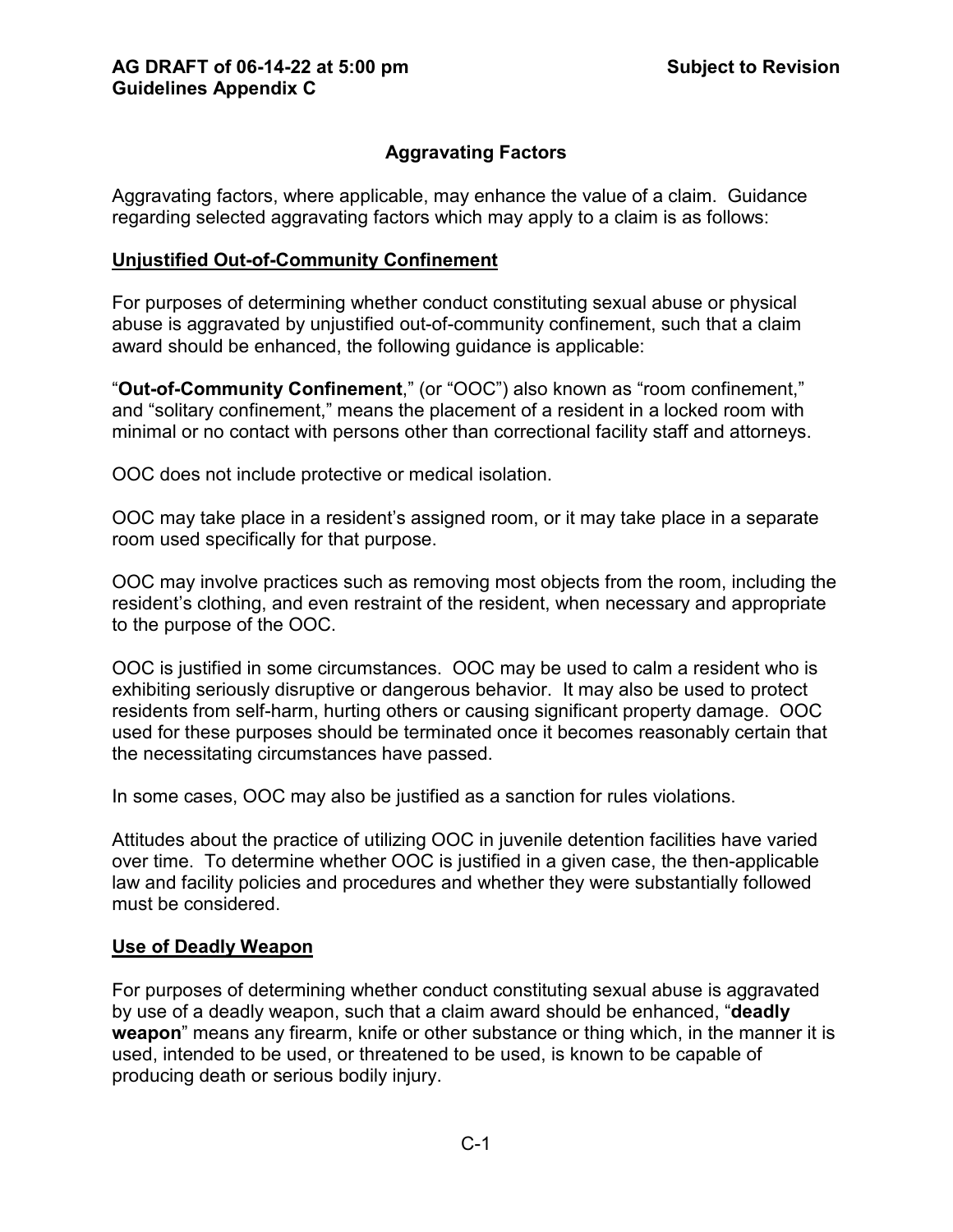# Aggravating Factors

Aggravating factors, where applicable, may enhance the value of a claim. Guidance regarding selected aggravating factors which may apply to a claim is as follows:

## Unjustified Out-of-Community Confinement

For purposes of determining whether conduct constituting sexual abuse or physical abuse is aggravated by unjustified out-of-community confinement, such that a claim award should be enhanced, the following guidance is applicable:

"**Out-of-Community Confinement**," (or "OOC") also known as "room confinement," and "solitary confinement," means the placement of a resident in a locked room with minimal or no contact with persons other than correctional facility staff and attorneys.

OOC does not include protective or medical isolation.

OOC may take place in a resident's assigned room, or it may take place in a separate room used specifically for that purpose.

OOC may involve practices such as removing most objects from the room, including the resident's clothing, and even restraint of the resident, when necessary and appropriate to the purpose of the OOC.

OOC is justified in some circumstances. OOC may be used to calm a resident who is exhibiting seriously disruptive or dangerous behavior. It may also be used to protect residents from self-harm, hurting others or causing significant property damage. OOC used for these purposes should be terminated once it becomes reasonably certain that the necessitating circumstances have passed.

In some cases, OOC may also be justified as a sanction for rules violations.

Attitudes about the practice of utilizing OOC in juvenile detention facilities have varied over time. To determine whether OOC is justified in a given case, the then-applicable law and facility policies and procedures and whether they were substantially followed must be considered.

## Use of Deadly Weapon

For purposes of determining whether conduct constituting sexual abuse is aggravated by use of a deadly weapon, such that a claim award should be enhanced, "**deadly weapon**" means any firearm, knife or other substance or thing which, in the manner it is used, intended to be used, or threatened to be used, is known to be capable of producing death or serious bodily injury.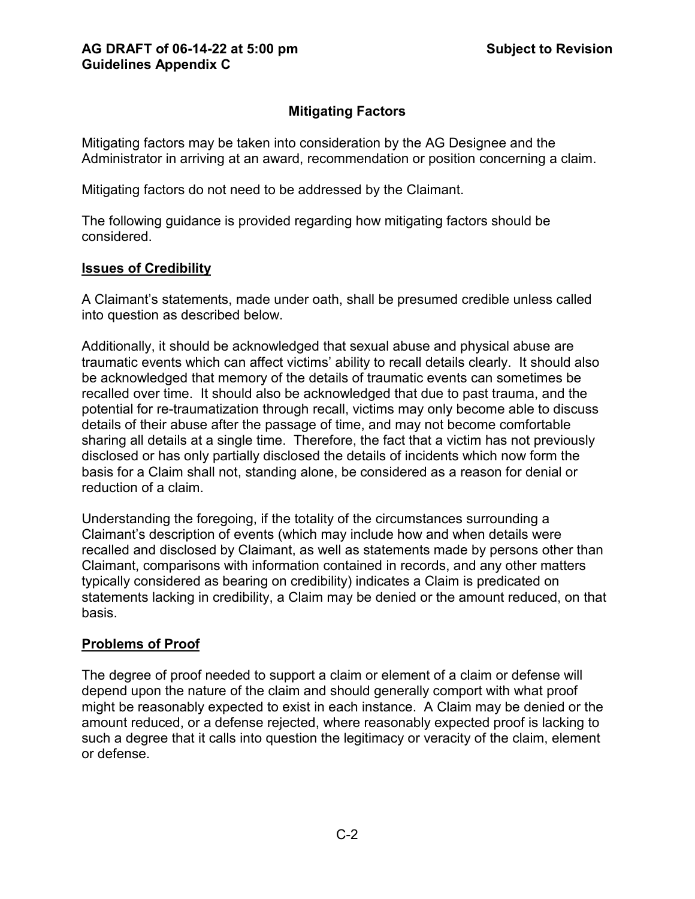## Mitigating Factors

Mitigating factors may be taken into consideration by the AG Designee and the Administrator in arriving at an award, recommendation or position concerning a claim.

Mitigating factors do not need to be addressed by the Claimant.

The following guidance is provided regarding how mitigating factors should be considered.

### Issues of Credibility

A Claimant's statements, made under oath, shall be presumed credible unless called into question as described below.

Additionally, it should be acknowledged that sexual abuse and physical abuse are traumatic events which can affect victims' ability to recall details clearly. It should also be acknowledged that memory of the details of traumatic events can sometimes be recalled over time. It should also be acknowledged that due to past trauma, and the potential for re-traumatization through recall, victims may only become able to discuss details of their abuse after the passage of time, and may not become comfortable sharing all details at a single time. Therefore, the fact that a victim has not previously disclosed or has only partially disclosed the details of incidents which now form the basis for a Claim shall not, standing alone, be considered as a reason for denial or reduction of a claim.

Understanding the foregoing, if the totality of the circumstances surrounding a Claimant's description of events (which may include how and when details were recalled and disclosed by Claimant, as well as statements made by persons other than Claimant, comparisons with information contained in records, and any other matters typically considered as bearing on credibility) indicates a Claim is predicated on statements lacking in credibility, a Claim may be denied or the amount reduced, on that basis.

### Problems of Proof

The degree of proof needed to support a claim or element of a claim or defense will depend upon the nature of the claim and should generally comport with what proof might be reasonably expected to exist in each instance. A Claim may be denied or the amount reduced, or a defense rejected, where reasonably expected proof is lacking to such a degree that it calls into question the legitimacy or veracity of the claim, element or defense.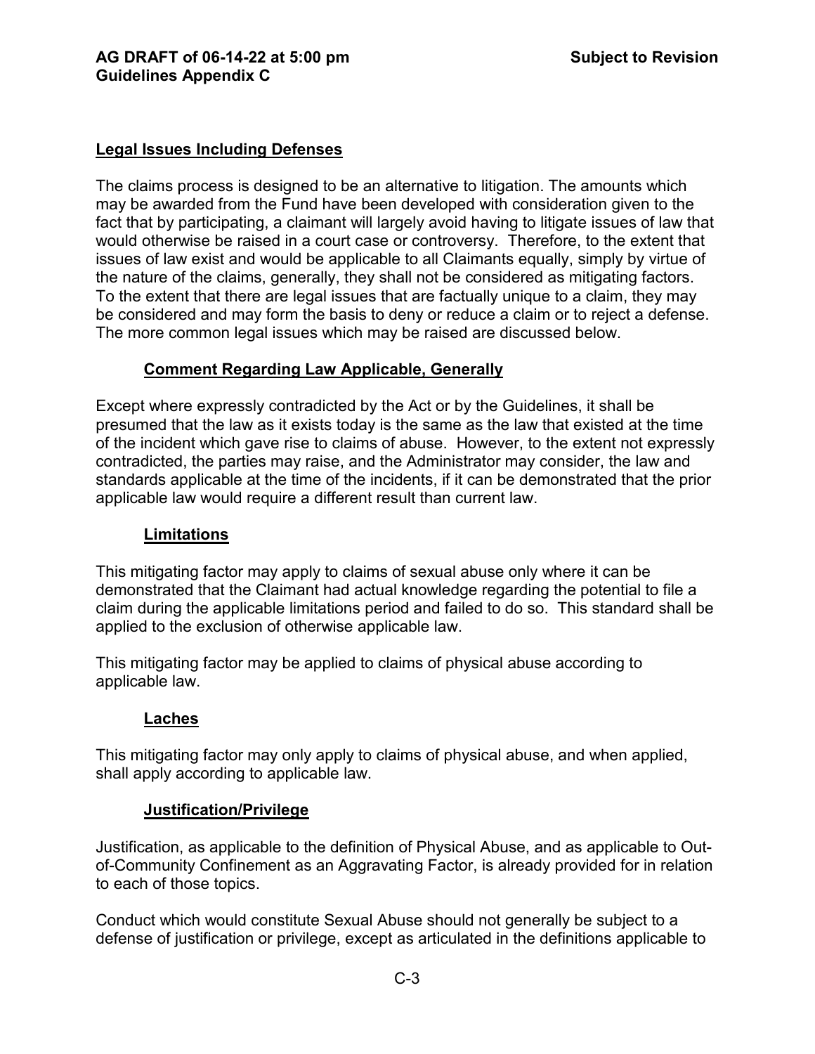## Legal Issues Including Defenses

The claims process is designed to be an alternative to litigation. The amounts which may be awarded from the Fund have been developed with consideration given to the fact that by participating, a claimant will largely avoid having to litigate issues of law that would otherwise be raised in a court case or controversy. Therefore, to the extent that issues of law exist and would be applicable to all Claimants equally, simply by virtue of the nature of the claims, generally, they shall not be considered as mitigating factors. To the extent that there are legal issues that are factually unique to a claim, they may be considered and may form the basis to deny or reduce a claim or to reject a defense. The more common legal issues which may be raised are discussed below.

### Comment Regarding Law Applicable, Generally

Except where expressly contradicted by the Act or by the Guidelines, it shall be presumed that the law as it exists today is the same as the law that existed at the time of the incident which gave rise to claims of abuse. However, to the extent not expressly contradicted, the parties may raise, and the Administrator may consider, the law and standards applicable at the time of the incidents, if it can be demonstrated that the prior applicable law would require a different result than current law.

### Limitations

This mitigating factor may apply to claims of sexual abuse only where it can be demonstrated that the Claimant had actual knowledge regarding the potential to file a claim during the applicable limitations period and failed to do so. This standard shall be applied to the exclusion of otherwise applicable law.

This mitigating factor may be applied to claims of physical abuse according to applicable law.

### Laches

This mitigating factor may only apply to claims of physical abuse, and when applied, shall apply according to applicable law.

### Justification/Privilege

Justification, as applicable to the definition of Physical Abuse, and as applicable to Out-of-Community Confinement as an Aggravating Factor, is already provided for in relation to each of those topics.

Conduct which would constitute Sexual Abuse should not generally be subject to a defense of justification or privilege, except as articulated in the definitions applicable to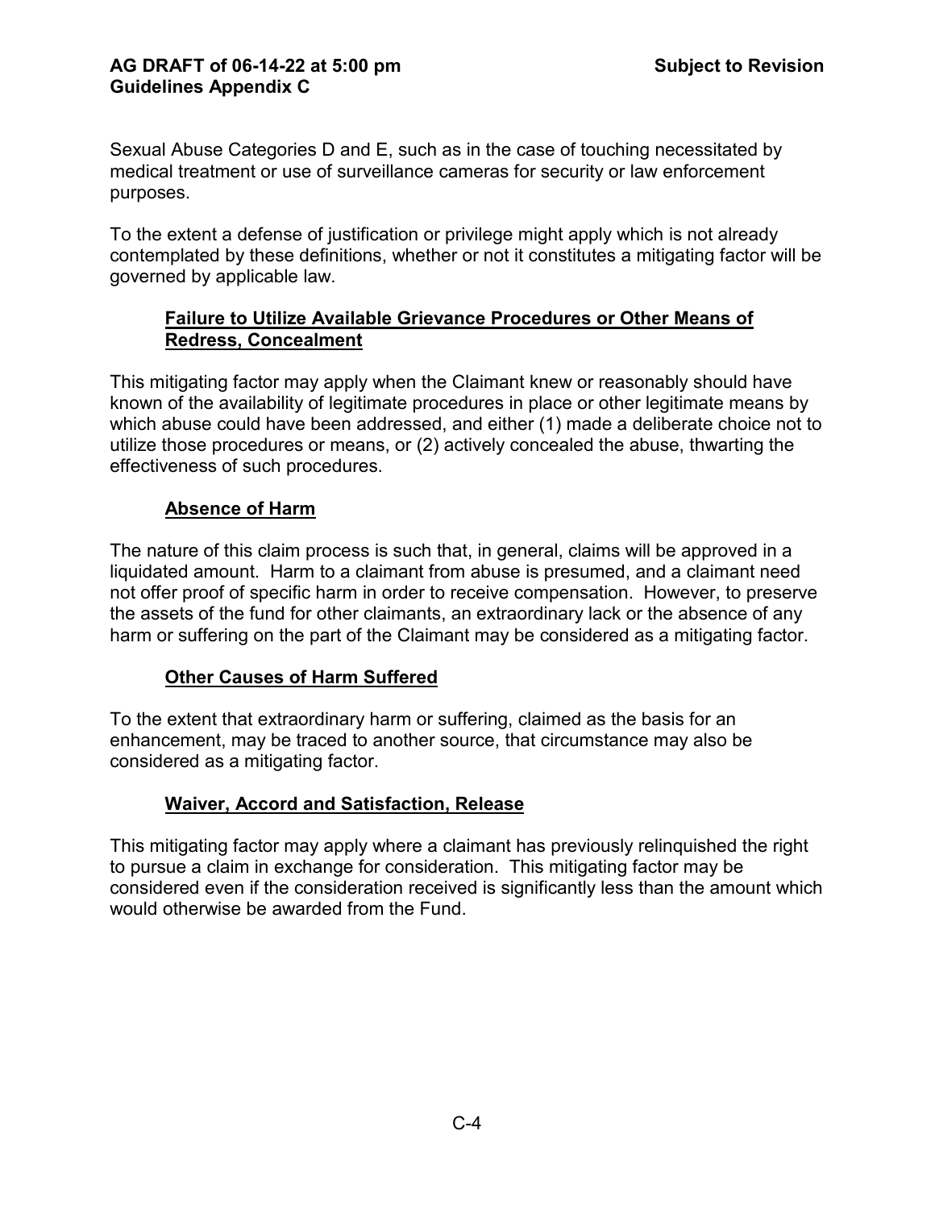Sexual Abuse Categories D and E, such as in the case of touching necessitated by medical treatment or use of surveillance cameras for security or law enforcement purposes.

To the extent a defense of justification or privilege might apply which is not already contemplated by these definitions, whether or not it constitutes a mitigating factor will be governed by applicable law.

### Failure to Utilize Available Grievance Procedures or Other Means of Redress, Concealment

This mitigating factor may apply when the Claimant knew or reasonably should have known of the availability of legitimate procedures in place or other legitimate means by which abuse could have been addressed, and either (1) made a deliberate choice not to utilize those procedures or means, or (2) actively concealed the abuse, thwarting the effectiveness of such procedures.

### Absence of Harm

The nature of this claim process is such that, in general, claims will be approved in a liquidated amount. Harm to a claimant from abuse is presumed, and a claimant need not offer proof of specific harm in order to receive compensation. However, to preserve the assets of the fund for other claimants, an extraordinary lack or the absence of any harm or suffering on the part of the Claimant may be considered as a mitigating factor.

### Other Causes of Harm Suffered

To the extent that extraordinary harm or suffering, claimed as the basis for an enhancement, may be traced to another source, that circumstance may also be considered as a mitigating factor.

### Waiver, Accord and Satisfaction, Release

This mitigating factor may apply where a claimant has previously relinquished the right to pursue a claim in exchange for consideration. This mitigating factor may be considered even if the consideration received is significantly less than the amount which would otherwise be awarded from the Fund.